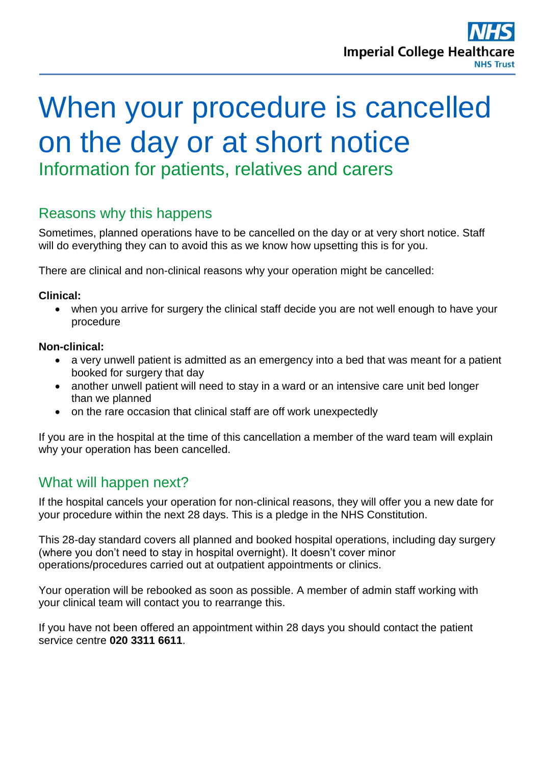# When your procedure is cancelled on the day or at short notice

Information for patients, relatives and carers

## Reasons why this happens

Sometimes, planned operations have to be cancelled on the day or at very short notice. Staff will do everything they can to avoid this as we know how upsetting this is for you.

There are clinical and non-clinical reasons why your operation might be cancelled:

**Clinical:**

- when you arrive for surgery the clinical staff decide you are not well enough to have your procedure

**Non-clinical:**

- a very unwell patient is admitted as an emergency into a bed that was meant for a patient booked for surgery that day
- another unwell patient will need to stay in a ward or an intensive care unit bed longer than we planned
- on the rare occasion that clinical staff are off work unexpectedly

If you are in the hospital at the time of this cancellation a member of the ward team will explain why your operation has been cancelled.

## What will happen next?

If the hospital cancels your operation for non-clinical reasons, they will offer you a new date for your procedure within the next 28 days. This is a pledge in the NHS Constitution.

This 28-day standard covers all planned and booked hospital operations, including day surgery (where you don't need to stay in hospital overnight). It doesn't cover minor operations/procedures carried out at outpatient appointments or clinics.

Your operation will be rebooked as soon as possible. A member of admin staff working with your clinical team will contact you to rearrange this.

If you have not been offered an appointment within 28 days you should contact the patient service centre **020 3311 6611**.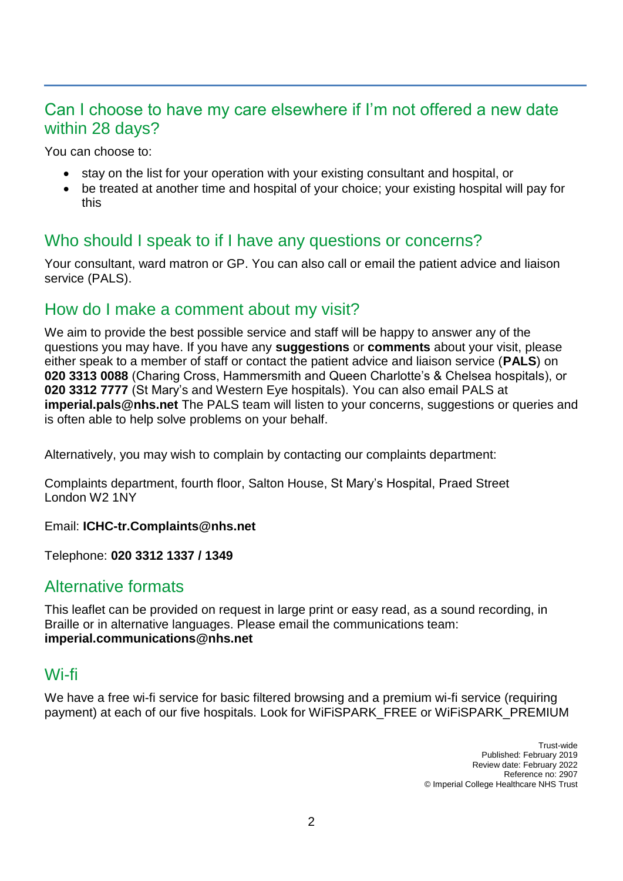## Can I choose to have my care elsewhere if I'm not offered a new date within 28 days?

You can choose to:

- stay on the list for your operation with your existing consultant and hospital, or
- be treated at another time and hospital of your choice; your existing hospital will pay for this

## Who should I speak to if I have any questions or concerns?

Your consultant, ward matron or GP. You can also call or email the patient advice and liaison service (PALS).

## How do I make a comment about my visit?

We aim to provide the best possible service and staff will be happy to answer any of the questions you may have. If you have any **suggestions** or **comments** about your visit, please either speak to a member of staff or contact the patient advice and liaison service (**PALS**) on **020 3313 0088** (Charing Cross, Hammersmith and Queen Charlotte's & Chelsea hospitals), or **020 3312 7777** (St Mary's and Western Eye hospitals). You can also email PALS at **imperial.pals@nhs.net** The PALS team will listen to your concerns, suggestions or queries and is often able to help solve problems on your behalf.

Alternatively, you may wish to complain by contacting our complaints department:

Complaints department, fourth floor, Salton House, St Mary's Hospital, Praed Street London W2 1NY

Email: **ICHC-tr.Complaints@nhs.net**

Telephone: **020 3312 1337 / 1349**

## Alternative formats

This leaflet can be provided on request in large print or easy read, as a sound recording, in Braille or in alternative languages. Please email the communications team: **imperial.communications@nhs.net**

## Wi-fi

We have a free wi-fi service for basic filtered browsing and a premium wi-fi service (requiring payment) at each of our five hospitals. Look for WiFiSPARK_FREE or WiFiSPARK_PREMIUM

Trust-wide
Published: February 2019
Review date: February 2022
Reference no: 2907
© Imperial College Healthcare NHS Trust